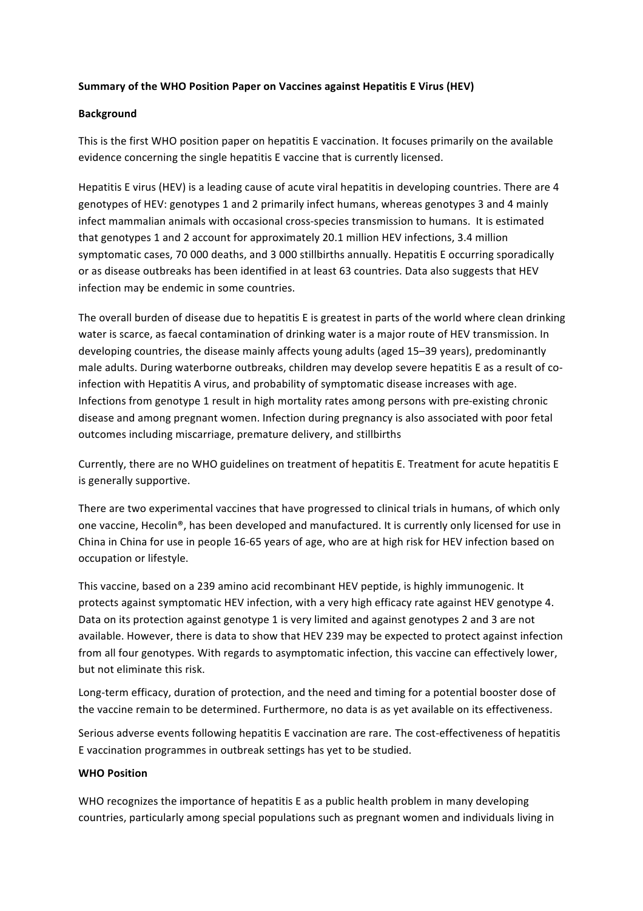**Summary of the WHO Position Paper on Vaccines against Hepatitis E Virus (HEV)**

**Background**

This is the first WHO position paper on hepatitis E vaccination. It focuses primarily on the available evidence concerning the single hepatitis E vaccine that is currently licensed.

Hepatitis E virus (HEV) is a leading cause of acute viral hepatitis in developing countries. There are 4 genotypes of HEV: genotypes 1 and 2 primarily infect humans, whereas genotypes 3 and 4 mainly infect mammalian animals with occasional cross-species transmission to humans. It is estimated that genotypes 1 and 2 account for approximately 20.1 million HEV infections, 3.4 million symptomatic cases, 70 000 deaths, and 3 000 stillbirths annually. Hepatitis E occurring sporadically or as disease outbreaks has been identified in at least 63 countries. Data also suggests that HEV infection may be endemic in some countries.

The overall burden of disease due to hepatitis E is greatest in parts of the world where clean drinking water is scarce, as faecal contamination of drinking water is a major route of HEV transmission. In developing countries, the disease mainly affects young adults (aged 15–39 years), predominantly male adults. During waterborne outbreaks, children may develop severe hepatitis E as a result of co-infection with Hepatitis A virus, and probability of symptomatic disease increases with age. Infections from genotype 1 result in high mortality rates among persons with pre-existing chronic disease and among pregnant women. Infection during pregnancy is also associated with poor fetal outcomes including miscarriage, premature delivery, and stillbirths

Currently, there are no WHO guidelines on treatment of hepatitis E. Treatment for acute hepatitis E is generally supportive.

There are two experimental vaccines that have progressed to clinical trials in humans, of which only one vaccine, Hecolin®, has been developed and manufactured. It is currently only licensed for use in China in China for use in people 16-65 years of age, who are at high risk for HEV infection based on occupation or lifestyle.

This vaccine, based on a 239 amino acid recombinant HEV peptide, is highly immunogenic. It protects against symptomatic HEV infection, with a very high efficacy rate against HEV genotype 4. Data on its protection against genotype 1 is very limited and against genotypes 2 and 3 are not available. However, there is data to show that HEV 239 may be expected to protect against infection from all four genotypes. With regards to asymptomatic infection, this vaccine can effectively lower, but not eliminate this risk.

Long-term efficacy, duration of protection, and the need and timing for a potential booster dose of the vaccine remain to be determined. Furthermore, no data is as yet available on its effectiveness.

Serious adverse events following hepatitis E vaccination are rare. The cost-effectiveness of hepatitis E vaccination programmes in outbreak settings has yet to be studied.

**WHO Position**

WHO recognizes the importance of hepatitis E as a public health problem in many developing countries, particularly among special populations such as pregnant women and individuals living in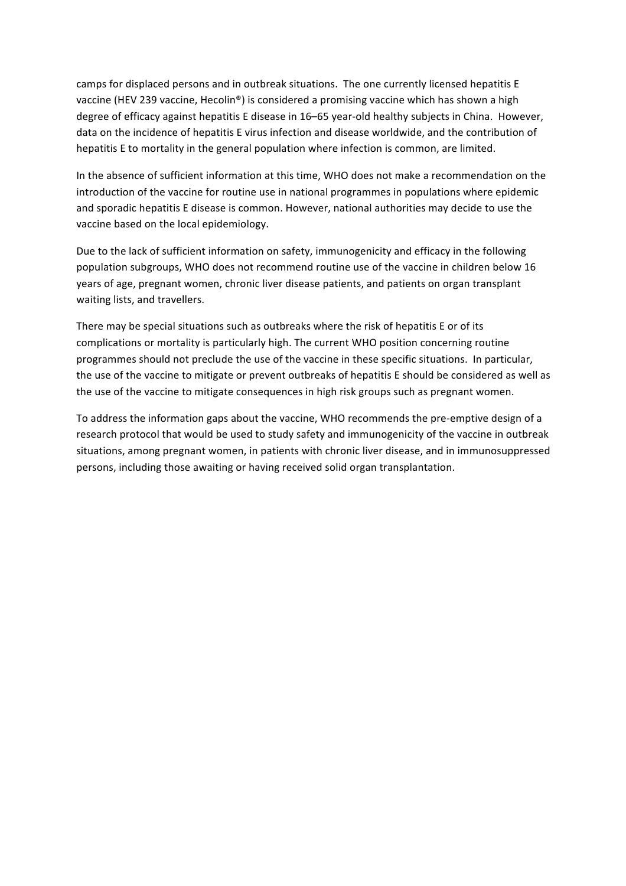camps for displaced persons and in outbreak situations. The one currently licensed hepatitis E vaccine (HEV 239 vaccine, Hecolin®) is considered a promising vaccine which has shown a high degree of efficacy against hepatitis E disease in 16–65 year-old healthy subjects in China. However, data on the incidence of hepatitis E virus infection and disease worldwide, and the contribution of hepatitis E to mortality in the general population where infection is common, are limited.

In the absence of sufficient information at this time, WHO does not make a recommendation on the introduction of the vaccine for routine use in national programmes in populations where epidemic and sporadic hepatitis E disease is common. However, national authorities may decide to use the vaccine based on the local epidemiology.

Due to the lack of sufficient information on safety, immunogenicity and efficacy in the following population subgroups, WHO does not recommend routine use of the vaccine in children below 16 years of age, pregnant women, chronic liver disease patients, and patients on organ transplant waiting lists, and travellers.

There may be special situations such as outbreaks where the risk of hepatitis E or of its complications or mortality is particularly high. The current WHO position concerning routine programmes should not preclude the use of the vaccine in these specific situations. In particular, the use of the vaccine to mitigate or prevent outbreaks of hepatitis E should be considered as well as the use of the vaccine to mitigate consequences in high risk groups such as pregnant women.

To address the information gaps about the vaccine, WHO recommends the pre-emptive design of a research protocol that would be used to study safety and immunogenicity of the vaccine in outbreak situations, among pregnant women, in patients with chronic liver disease, and in immunosuppressed persons, including those awaiting or having received solid organ transplantation.